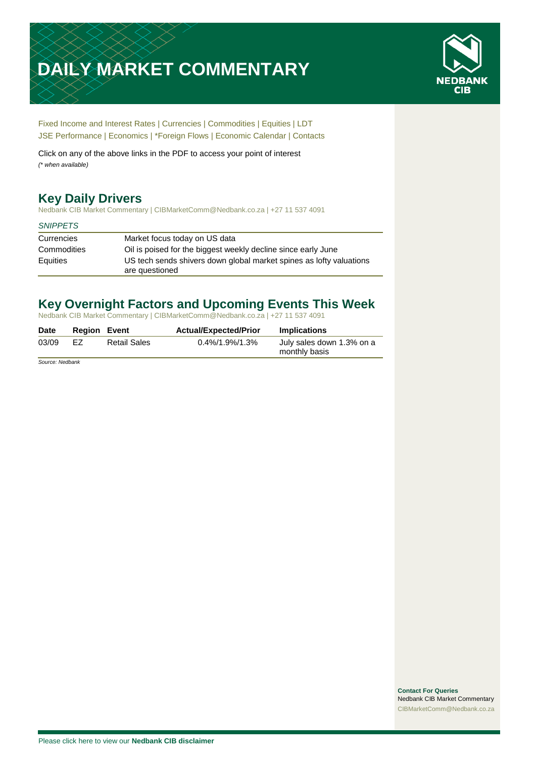# DAILY MARKET COMMENTARY

NEDBANK CIB

Fixed Income and Interest Rates | Currencies | Commodities | Equities | LDT
JSE Performance | Economics | *Foreign Flows | Economic Calendar | Contacts

Click on any of the above links in the PDF to access your point of interest
*(* when available)*

## Key Daily Drivers

Nedbank CIB Market Commentary | CIBMarketComm@Nedbank.co.za | +27 11 537 4091

*SNIPPETS*

| | |
|---|---|
| Currencies | Market focus today on US data |
| Commodities | Oil is poised for the biggest weekly decline since early June |
| Equities | US tech sends shivers down global market spines as lofty valuations are questioned |

## Key Overnight Factors and Upcoming Events This Week

Nedbank CIB Market Commentary | CIBMarketComm@Nedbank.co.za | +27 11 537 4091

| Date | Region | Event | Actual/Expected/Prior | Implications |
|---|---|---|---|---|
| 03/09 | EZ | Retail Sales | 0.4%/1.9%/1.3% | July sales down 1.3% on a monthly basis |

*Source: Nedbank*

**Contact For Queries**
Nedbank CIB Market Commentary
CIBMarketComm@Nedbank.co.za

Please click here to view our **Nedbank CIB disclaimer**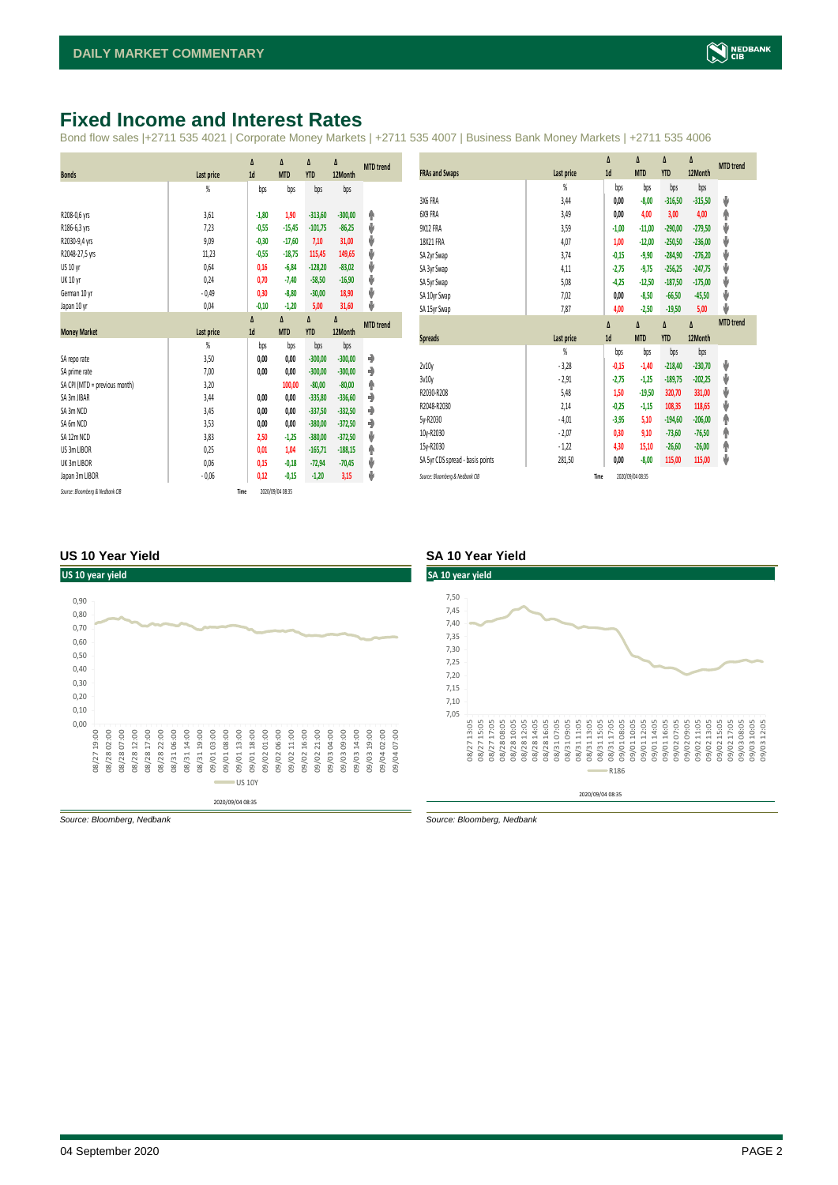# Fixed Income and Interest Rates

Bond flow sales |+2711 535 4021 | Corporate Money Markets | +2711 535 4007 | Business Bank Money Markets | +2711 535 4006

| Bonds | Last price | Δ 1d | Δ MTD | Δ YTD | Δ 12Month | MTD trend |
|---|---|---|---|---|---|---|
| | % | bps | bps | bps | bps | |
| R208-0,6 yrs | 3,61 | -1,80 | 1,90 | -313,60 | -300,00 | ↑ |
| R186-6,3 yrs | 7,23 | -0,55 | -15,45 | -101,75 | -86,25 | ↓ |
| R2030-9,4 yrs | 9,09 | -0,30 | -17,60 | 7,10 | 31,00 | ↓ |
| R2048-27,5 yrs | 11,23 | -0,55 | -18,75 | 115,45 | 149,65 | ↓ |
| US 10 yr | 0,64 | 0,16 | -6,84 | -128,20 | -83,02 | ↓ |
| UK 10 yr | 0,24 | 0,70 | -7,40 | -58,50 | -16,90 | ↓ |
| German 10 yr | -0,49 | 0,30 | -8,80 | -30,00 | 18,90 | ↓ |
| Japan 10 yr | 0,04 | -0,10 | -1,20 | 5,00 | 31,60 | ↓ |

| Money Market | Last price | Δ 1d | Δ MTD | Δ YTD | Δ 12Month | MTD trend |
|---|---|---|---|---|---|---|
| | % | bps | bps | bps | bps | |
| SA repo rate | 3,50 | 0,00 | 0,00 | -300,00 | -300,00 | → |
| SA prime rate | 7,00 | 0,00 | 0,00 | -300,00 | -300,00 | → |
| SA CPI (MTD = previous month) | 3,20 | | 100,00 | -80,00 | -80,00 | ↑ |
| SA 3m JIBAR | 3,44 | 0,00 | 0,00 | -335,80 | -336,60 | → |
| SA 3m NCD | 3,45 | 0,00 | 0,00 | -337,50 | -332,50 | → |
| SA 6m NCD | 3,53 | 0,00 | 0,00 | -380,00 | -372,50 | → |
| SA 12m NCD | 3,83 | 2,50 | -1,25 | -380,00 | -372,50 | ↓ |
| US 3m LIBOR | 0,25 | 0,01 | 1,04 | -165,71 | -188,15 | ↑ |
| UK 3m LIBOR | 0,06 | 0,15 | -0,18 | -72,94 | -70,45 | ↓ |
| Japan 3m LIBOR | -0,06 | 0,12 | -0,15 | -1,20 | 3,15 | ↓ |

*Source: Bloomberg & Nedbank CIB* Time 2020/09/04 08:35

| FRAs and Swaps | Last price | Δ 1d | Δ MTD | Δ YTD | Δ 12Month | MTD trend |
|---|---|---|---|---|---|---|
| | % | bps | bps | bps | bps | |
| 3X6 FRA | 3,44 | 0,00 | -8,00 | -316,50 | -315,50 | ↓ |
| 6X9 FRA | 3,49 | 0,00 | 4,00 | 3,00 | 4,00 | ↑ |
| 9X12 FRA | 3,59 | -1,00 | -11,00 | -290,00 | -279,50 | ↓ |
| 18X21 FRA | 4,07 | 1,00 | -12,00 | -250,50 | -236,00 | ↓ |
| SA 2yr Swap | 3,74 | -0,15 | -9,90 | -284,90 | -276,20 | ↓ |
| SA 3yr Swap | 4,11 | -2,75 | -9,75 | -256,25 | -247,75 | ↓ |
| SA 5yr Swap | 5,08 | -4,25 | -12,50 | -187,50 | -175,00 | ↓ |
| SA 10yr Swap | 7,02 | 0,00 | -8,50 | -66,50 | -45,50 | ↓ |
| SA 15yr Swap | 7,87 | 4,00 | -2,50 | -19,50 | 5,00 | ↓ |

| Spreads | Last price | Δ 1d | Δ MTD | Δ YTD | Δ 12Month | MTD trend |
|---|---|---|---|---|---|---|
| | % | bps | bps | bps | bps | |
| 2v10y | -3,28 | -0,15 | -1,40 | -218,40 | -230,70 | ↓ |
| 3v10y | -2,91 | -2,75 | -1,25 | -189,75 | -202,25 | ↓ |
| R2030-R208 | 5,48 | 1,50 | -19,50 | 320,70 | 331,00 | ↓ |
| R2048-R2030 | 2,14 | -0,25 | -1,15 | 108,35 | 118,65 | ↓ |
| 5y-R2030 | -4,01 | -3,95 | 5,10 | -194,60 | -206,00 | ↑ |
| 10y-R2030 | -2,07 | 0,30 | 9,10 | -73,60 | -76,50 | ↑ |
| 15y-R2030 | -1,22 | 4,30 | 15,10 | -26,60 | -26,00 | ↑ |
| SA 5yr CDS spread - basis points | 281,50 | 0,00 | -8,00 | 115,00 | 115,00 | ↓ |

*Source: Bloomberg & Nedbank CIB* Time 2020/09/04 08:35

### US 10 Year Yield

*Source: Bloomberg, Nedbank*

### SA 10 Year Yield

*Source: Bloomberg, Nedbank*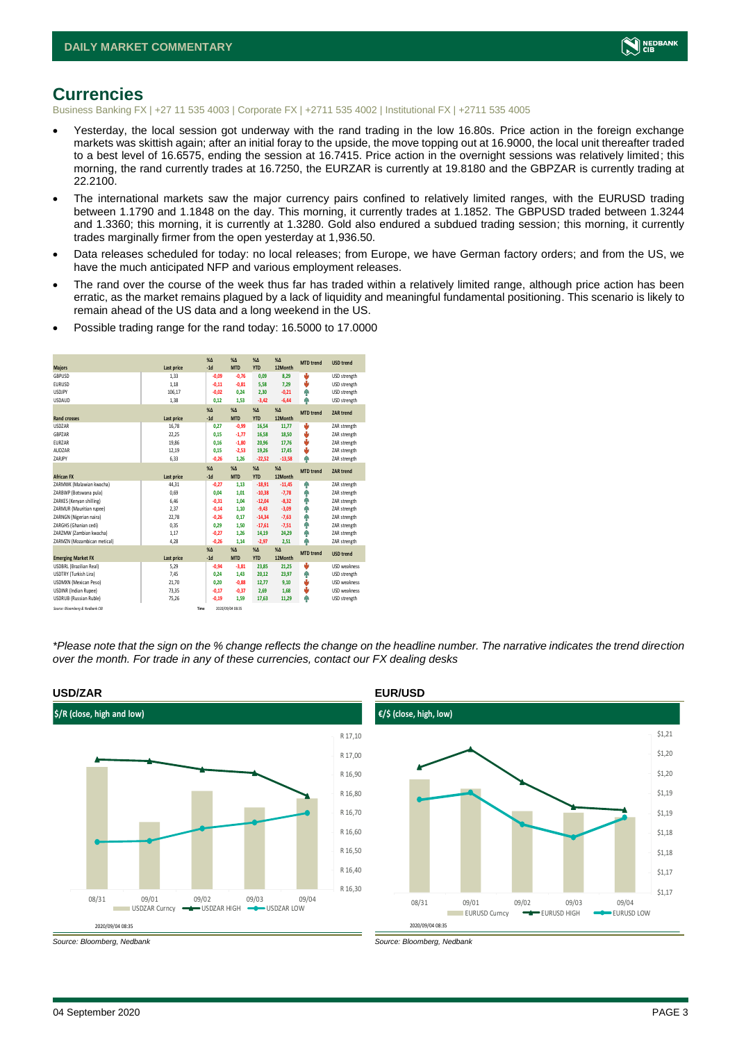## Currencies

Business Banking FX | +27 11 535 4003 | Corporate FX | +2711 535 4002 | Institutional FX | +2711 535 4005

- Yesterday, the local session got underway with the rand trading in the low 16.80s. Price action in the foreign exchange markets was skittish again; after an initial foray to the upside, the move topping out at 16.9000, the local unit thereafter traded to a best level of 16.6575, ending the session at 16.7415. Price action in the overnight sessions was relatively limited; this morning, the rand currently trades at 16.7250, the EURZAR is currently at 19.8180 and the GBPZAR is currently trading at 22.2100.
- The international markets saw the major currency pairs confined to relatively limited ranges, with the EURUSD trading between 1.1790 and 1.1848 on the day. This morning, it currently trades at 1.1852. The GBPUSD traded between 1.3244 and 1.3360; this morning, it is currently at 1.3280. Gold also endured a subdued trading session; this morning, it currently trades marginally firmer from the open yesterday at 1,936.50.
- Data releases scheduled for today: no local releases; from Europe, we have German factory orders; and from the US, we have the much anticipated NFP and various employment releases.
- The rand over the course of the week thus far has traded within a relatively limited range, although price action has been erratic, as the market remains plagued by a lack of liquidity and meaningful fundamental positioning. This scenario is likely to remain ahead of the US data and a long weekend in the US.
- Possible trading range for the rand today: 16.5000 to 17.0000

| Majors | Last price | %Δ -1d | %Δ MTD | %Δ YTD | %Δ 12Month | MTD trend | USD trend |
|---|---|---|---|---|---|---|---|
| GBPUSD | 1,33 | -0,09 | -0,76 | 0,09 | 8,29 | ↓ | USD strength |
| EURUSD | 1,18 | -0,11 | -0,81 | 5,58 | 7,29 | ↓ | USD strength |
| USDJPY | 106,17 | -0,02 | 0,24 | 2,30 | -0,21 | ↑ | USD strength |
| USDAUD | 1,38 | 0,12 | 1,53 | -3,42 | -6,44 | ↑ | USD strength |
| **Rand crosses** | **Last price** | **%Δ -1d** | **%Δ MTD** | **%Δ YTD** | **%Δ 12Month** | **MTD trend** | **ZAR trend** |
| USDZAR | 16,78 | 0,27 | -0,99 | 16,54 | 11,77 | ↓ | ZAR strength |
| GBPZAR | 22,25 | 0,15 | -1,77 | 16,58 | 18,50 | ↓ | ZAR strength |
| EURZAR | 19,86 | 0,16 | -1,80 | 20,96 | 17,76 | ↓ | ZAR strength |
| AUDZAR | 12,19 | 0,15 | -2,53 | 19,26 | 17,45 | ↓ | ZAR strength |
| ZARJPY | 6,33 | -0,26 | 1,26 | -22,52 | -13,58 | ↑ | ZAR strength |
| **African FX** | **Last price** | **%Δ -1d** | **%Δ MTD** | **%Δ YTD** | **%Δ 12Month** | **MTD trend** | **ZAR trend** |
| ZARMWK (Malawian kwacha) | 44,31 | -0,27 | 1,13 | -18,91 | -11,45 | ↑ | ZAR strength |
| ZARBWP (Botswana pula) | 0,69 | 0,04 | 1,01 | -10,38 | -7,78 | ↑ | ZAR strength |
| ZARKES (Kenyan shilling) | 6,46 | -0,31 | 1,04 | -12,04 | -8,32 | ↑ | ZAR strength |
| ZARMUR (Mauritian rupee) | 2,37 | -0,14 | 1,10 | -9,43 | -3,09 | ↑ | ZAR strength |
| ZARNGN (Nigerian naira) | 22,78 | -0,26 | 0,17 | -14,34 | -7,63 | ↑ | ZAR strength |
| ZARGHS (Ghanian cedi) | 0,35 | 0,29 | 1,50 | -17,61 | -7,51 | ↑ | ZAR strength |
| ZARZMW (Zambian kwacha) | 1,17 | -0,27 | 1,26 | 14,19 | 24,29 | ↑ | ZAR strength |
| ZARMZN (Mozambican metical) | 4,28 | -0,26 | 1,14 | -2,97 | 2,51 | ↑ | ZAR strength |
| **Emerging Market FX** | **Last price** | **%Δ -1d** | **%Δ MTD** | **%Δ YTD** | **%Δ 12Month** | **MTD trend** | **USD trend** |
| USDBRL (Brazilian Real) | 5,29 | -0,94 | -3,81 | 23,85 | 21,25 | ↓ | USD weakness |
| USDTRY (Turkish Lira) | 7,45 | 0,24 | 1,43 | 20,12 | 23,97 | ↑ | USD strength |
| USDMXN (Mexican Peso) | 21,70 | 0,20 | -0,88 | 12,77 | 9,10 | ↓ | USD weakness |
| USDINR (Indian Rupee) | 73,35 | -0,17 | -0,37 | 2,69 | 1,68 | ↓ | USD weakness |
| USDRUB (Russian Ruble) | 75,26 | -0,19 | 1,59 | 17,63 | 11,29 | ↑ | USD strength |

Source: Bloomberg & Nedbank CIB Time 2020/09/04 08:35

*\*Please note that the sign on the % change reflects the change on the headline number. The narrative indicates the trend direction over the month. For trade in any of these currencies, contact our FX dealing desks*

### USD/ZAR

$/R (close, high and low)

Source: Bloomberg, Nedbank

### EUR/USD

€/$ (close, high, low)

Source: Bloomberg, Nedbank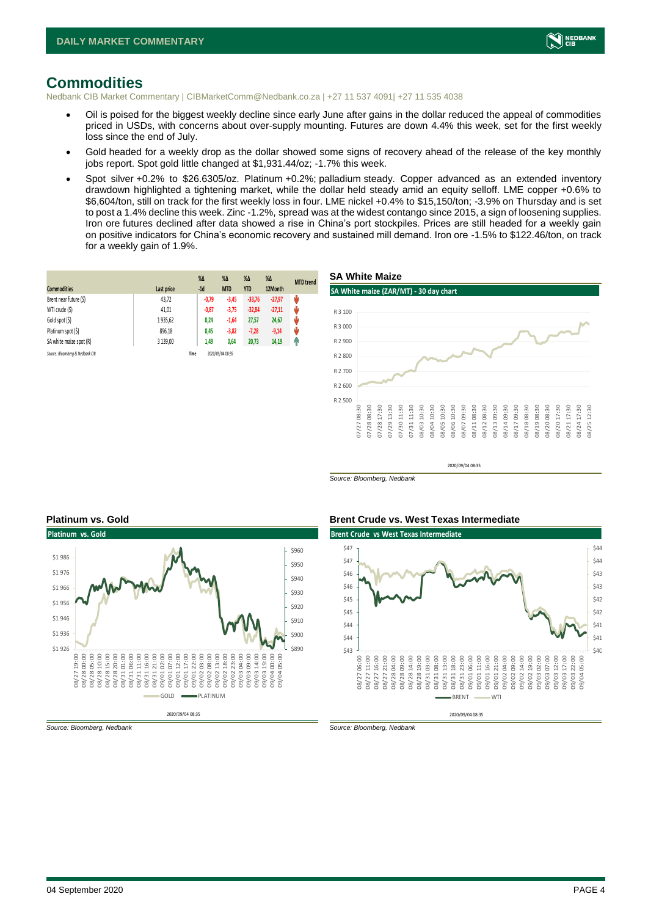# Commodities

Nedbank CIB Market Commentary | CIBMarketComm@Nedbank.co.za | +27 11 537 4091| +27 11 535 4038

- Oil is poised for the biggest weekly decline since early June after gains in the dollar reduced the appeal of commodities priced in USDs, with concerns about over-supply mounting. Futures are down 4.4% this week, set for the first weekly loss since the end of July.
- Gold headed for a weekly drop as the dollar showed some signs of recovery ahead of the release of the key monthly jobs report. Spot gold little changed at $1,931.44/oz; -1.7% this week.
- Spot silver +0.2% to $26.6305/oz. Platinum +0.2%; palladium steady. Copper advanced as an extended inventory drawdown highlighted a tightening market, while the dollar held steady amid an equity selloff. LME copper +0.6% to $6,604/ton, still on track for the first weekly loss in four. LME nickel +0.4% to $15,150/ton; -3.9% on Thursday and is set to post a 1.4% decline this week. Zinc -1.2%, spread was at the widest contango since 2015, a sign of loosening supplies. Iron ore futures declined after data showed a rise in China's port stockpiles. Prices are still headed for a weekly gain on positive indicators for China's economic recovery and sustained mill demand. Iron ore -1.5% to $122.46/ton, on track for a weekly gain of 1.9%.

| Commodities | Last price | %Δ -1d | %Δ MTD | %Δ YTD | %Δ 12Month | MTD trend |
|---|---|---|---|---|---|---|
| Brent near future ($) | 43,72 | -0,79 | -3,45 | -33,76 | -27,97 | ⬇ |
| WTI crude ($) | 41,01 | -0,87 | -3,75 | -32,84 | -27,11 | ⬇ |
| Gold spot ($) | 1 935,62 | 0,24 | -1,64 | 27,57 | 24,67 | ⬇ |
| Platinum spot ($) | 896,18 | 0,45 | -3,82 | -7,28 | -9,14 | ⬇ |
| SA white maize spot (R) | 3 139,00 | 1,49 | 0,64 | 20,73 | 14,19 | ⬆ |

Source: Bloomberg & Nedbank CIB | Time: 2020/09/04 08:35

## SA White Maize

Source: Bloomberg, Nedbank

## Platinum vs. Gold

Source: Bloomberg, Nedbank

## Brent Crude vs. West Texas Intermediate

Source: Bloomberg, Nedbank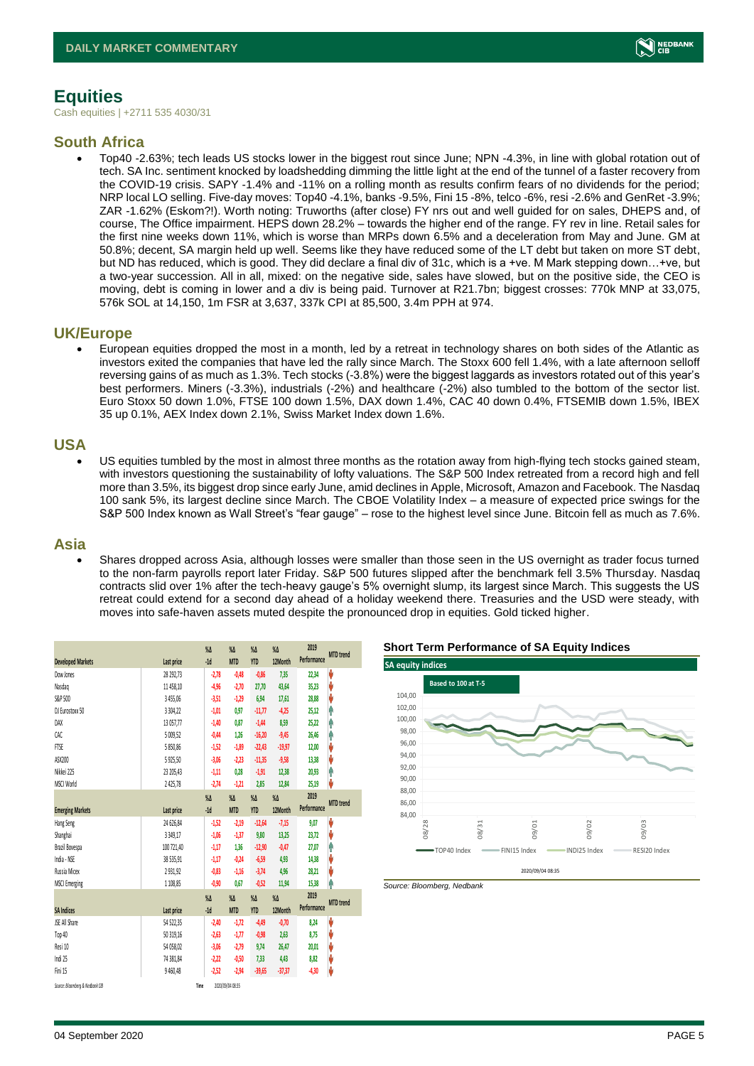# Equities

Cash equities | +2711 535 4030/31

## South Africa

- Top40 -2.63%; tech leads US stocks lower in the biggest rout since June; NPN -4.3%, in line with global rotation out of tech. SA Inc. sentiment knocked by loadshedding dimming the little light at the end of the tunnel of a faster recovery from the COVID-19 crisis. SAPY -1.4% and -11% on a rolling month as results confirm fears of no dividends for the period; NRP local LO selling. Five-day moves: Top40 -4.1%, banks -9.5%, Fini 15 -8%, telco -6%, resi -2.6% and GenRet -3.9%; ZAR -1.62% (Eskom?!). Worth noting: Truworths (after close) FY nrs out and well guided for on sales, DHEPS and, of course, The Office impairment. HEPS down 28.2% – towards the higher end of the range. FY rev in line. Retail sales for the first nine weeks down 11%, which is worse than MRPs down 6.5% and a deceleration from May and June. GM at 50.8%; decent, SA margin held up well. Seems like they have reduced some of the LT debt but taken on more ST debt, but ND has reduced, which is good. They did declare a final div of 31c, which is a +ve. M Mark stepping down…+ve, but a two-year succession. All in all, mixed: on the negative side, sales have slowed, but on the positive side, the CEO is moving, debt is coming in lower and a div is being paid. Turnover at R21.7bn; biggest crosses: 770k MNP at 33,075, 576k SOL at 14,150, 1m FSR at 3,637, 337k CPI at 85,500, 3.4m PPH at 974.

## UK/Europe

- European equities dropped the most in a month, led by a retreat in technology shares on both sides of the Atlantic as investors exited the companies that have led the rally since March. The Stoxx 600 fell 1.4%, with a late afternoon selloff reversing gains of as much as 1.3%. Tech stocks (-3.8%) were the biggest laggards as investors rotated out of this year's best performers. Miners (-3.3%), industrials (-2%) and healthcare (-2%) also tumbled to the bottom of the sector list. Euro Stoxx 50 down 1.0%, FTSE 100 down 1.5%, DAX down 1.4%, CAC 40 down 0.4%, FTSEMIB down 1.5%, IBEX 35 up 0.1%, AEX Index down 2.1%, Swiss Market Index down 1.6%.

## USA

- US equities tumbled by the most in almost three months as the rotation away from high-flying tech stocks gained steam, with investors questioning the sustainability of lofty valuations. The S&P 500 Index retreated from a record high and fell more than 3.5%, its biggest drop since early June, amid declines in Apple, Microsoft, Amazon and Facebook. The Nasdaq 100 sank 5%, its largest decline since March. The CBOE Volatility Index – a measure of expected price swings for the S&P 500 Index known as Wall Street's "fear gauge" – rose to the highest level since June. Bitcoin fell as much as 7.6%.

## Asia

- Shares dropped across Asia, although losses were smaller than those seen in the US overnight as trader focus turned to the non-farm payrolls report later Friday. S&P 500 futures slipped after the benchmark fell 3.5% Thursday. Nasdaq contracts slid over 1% after the tech-heavy gauge's 5% overnight slump, its largest since March. This suggests the US retreat could extend for a second day ahead of a holiday weekend there. Treasuries and the USD were steady, with moves into safe-haven assets muted despite the pronounced drop in equities. Gold ticked higher.

| Developed Markets | Last price | %Δ -1d | %Δ MTD | %Δ YTD | %Δ 12Month | 2019 Performance | MTD trend |
|---|---|---|---|---|---|---|---|
| Dow Jones | 28 292,73 | -2,78 | -0,48 | -0,86 | 7,35 | 22,34 | ↓ |
| Nasdaq | 11 458,10 | -4,96 | -2,70 | 27,70 | 43,64 | 35,23 | ↓ |
| S&P 500 | 3 455,06 | -3,51 | -1,29 | 6,94 | 17,61 | 28,88 | ↓ |
| DJ Eurostoxx 50 | 3 304,22 | -1,01 | 0,97 | -11,77 | -4,25 | 25,12 | ↑ |
| DAX | 13 057,77 | -1,40 | 0,87 | -1,44 | 8,59 | 25,22 | ↑ |
| CAC | 5 009,52 | -0,44 | 1,26 | -16,20 | -9,45 | 26,46 | ↑ |
| FTSE | 5 850,86 | -1,52 | -1,89 | -22,43 | -19,97 | 12,00 | ↓ |
| ASX200 | 5 925,50 | -3,06 | -2,23 | -11,35 | -9,58 | 13,38 | ↓ |
| Nikkei 225 | 23 205,43 | -1,11 | 0,28 | -1,91 | 12,38 | 20,93 | ↑ |
| MSCI World | 2 425,78 | -2,74 | -1,21 | 2,85 | 12,84 | 25,19 | ↓ |
| **Emerging Markets** | **Last price** | **%Δ -1d** | **%Δ MTD** | **%Δ YTD** | **%Δ 12Month** | **2019 Performance** | **MTD trend** |
| Hang Seng | 24 626,84 | -1,52 | -2,19 | -12,64 | -7,15 | 9,07 | ↓ |
| Shanghai | 3 349,17 | -1,06 | -1,37 | 9,80 | 13,25 | 23,72 | ↓ |
| Brazil Bovespa | 100 721,40 | -1,17 | 1,36 | -12,90 | -0,47 | 27,07 | ↑ |
| India - NSE | 38 535,91 | -1,17 | -0,24 | -6,59 | 4,93 | 14,38 | ↓ |
| Russia Micex | 2 931,92 | -0,83 | -1,16 | -3,74 | 4,96 | 28,21 | ↓ |
| MSCI Emerging | 1 108,85 | -0,90 | 0,67 | -0,52 | 11,94 | 15,38 | ↑ |
| **SA Indices** | **Last price** | **%Δ -1d** | **%Δ MTD** | **%Δ YTD** | **%Δ 12Month** | **2019 Performance** | **MTD trend** |
| JSE All Share | 54 522,35 | -2,40 | -1,72 | -4,49 | -0,70 | 8,24 | ↓ |
| Top 40 | 50 319,16 | -2,63 | -1,77 | -0,98 | 2,63 | 8,75 | ↓ |
| Resi 10 | 54 058,02 | -3,06 | -2,79 | 9,74 | 26,47 | 20,01 | ↓ |
| Indi 25 | 74 381,84 | -2,22 | -0,50 | 7,33 | 4,43 | 8,82 | ↓ |
| Fini 15 | 9 460,48 | -2,52 | -2,94 | -39,65 | -37,37 | -4,30 | ↓ |

Source: Bloomberg & Nedbank CIB Time 2020/09/04 08:35

**Short Term Performance of SA Equity Indices**

Source: Bloomberg, Nedbank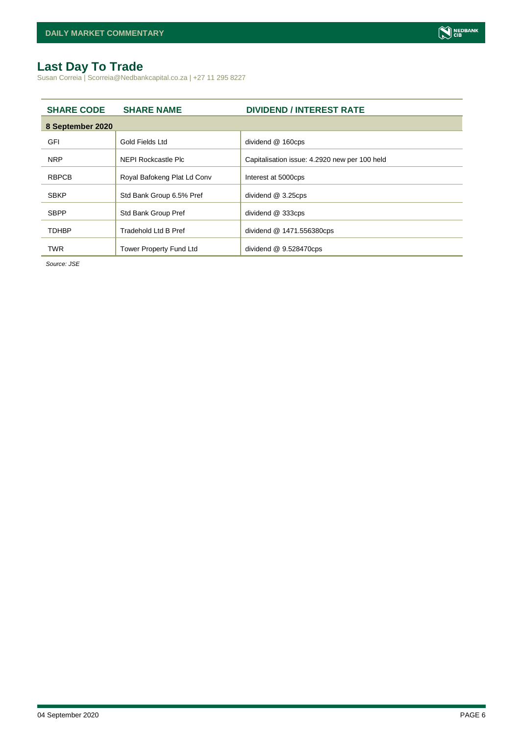# Last Day To Trade

Susan Correia | Scorreia@Nedbankcapital.co.za | +27 11 295 8227

| SHARE CODE | SHARE NAME | DIVIDEND / INTEREST RATE |
|---|---|---|
| **8 September 2020** | | |
| GFI | Gold Fields Ltd | dividend @ 160cps |
| NRP | NEPI Rockcastle Plc | Capitalisation issue: 4.2920 new per 100 held |
| RBPCB | Royal Bafokeng Plat Ld Conv | Interest at 5000cps |
| SBKP | Std Bank Group 6.5% Pref | dividend @ 3.25cps |
| SBPP | Std Bank Group Pref | dividend @ 333cps |
| TDHBP | Tradehold Ltd B Pref | dividend @ 1471.556380cps |
| TWR | Tower Property Fund Ltd | dividend @ 9.528470cps |

*Source: JSE*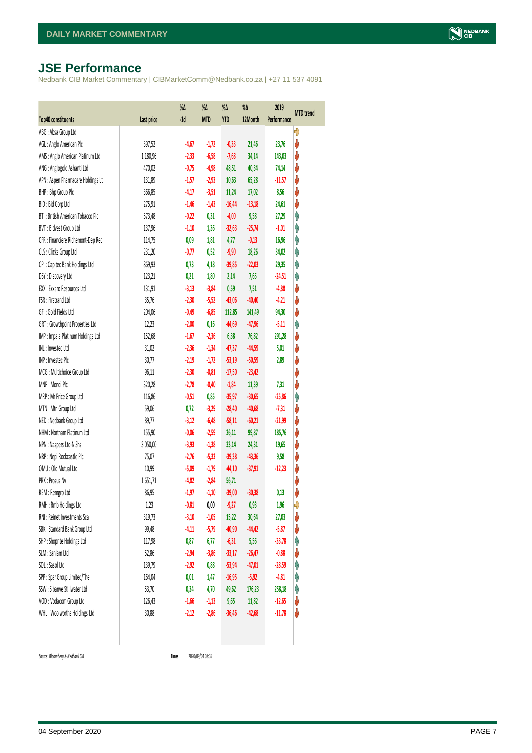## JSE Performance

Nedbank CIB Market Commentary | CIBMarketComm@Nedbank.co.za | +27 11 537 4091

| Top40 constituents | Last price | %Δ -1d | %Δ MTD | %Δ YTD | %Δ 12Month | 2019 Performance | MTD trend |
|---|---|---|---|---|---|---|---|
| ABG : Absa Group Ltd | | | | | | | ➡ |
| AGL : Anglo American Plc | 397,52 | -4,67 | -1,72 | -0,33 | 21,46 | 23,76 | ⬇ |
| AMS : Anglo American Platinum Ltd | 1 180,96 | -2,33 | -6,58 | -7,68 | 34,14 | 143,03 | ⬇ |
| ANG : Anglogold Ashanti Ltd | 470,02 | -0,75 | -4,98 | 48,51 | 40,34 | 74,14 | ⬇ |
| APN : Aspen Pharmacare Holdings Lt | 131,89 | -1,57 | -2,93 | 10,63 | 65,28 | -11,57 | ⬇ |
| BHP : Bhp Group Plc | 366,85 | -4,17 | -3,51 | 11,24 | 17,02 | 8,56 | ⬇ |
| BID : Bid Corp Ltd | 275,91 | -1,46 | -1,43 | -16,44 | -13,18 | 24,61 | ⬇ |
| BTI : British American Tobacco Plc | 573,48 | -0,22 | 0,31 | -4,00 | 9,58 | 27,29 | ⬆ |
| BVT : Bidvest Group Ltd | 137,96 | -1,10 | 1,36 | -32,63 | -25,74 | -1,01 | ⬆ |
| CFR : Financiere Richemont-Dep Rec | 114,75 | 0,09 | 1,81 | 4,77 | -0,13 | 16,96 | ⬆ |
| CLS : Clicks Group Ltd | 231,20 | -0,77 | 0,52 | -9,90 | 18,26 | 34,02 | ⬆ |
| CPI : Capitec Bank Holdings Ltd | 869,93 | 0,73 | 4,18 | -39,85 | -22,03 | 29,35 | ⬆ |
| DSY : Discovery Ltd | 123,21 | 0,21 | 1,80 | 2,14 | 7,65 | -24,51 | ⬆ |
| EXX : Exxaro Resources Ltd | 131,91 | -3,13 | -3,84 | 0,59 | 7,51 | -4,88 | ⬇ |
| FSR : Firstrand Ltd | 35,76 | -2,30 | -5,52 | -43,06 | -40,40 | -4,21 | ⬇ |
| GFI : Gold Fields Ltd | 204,06 | -0,49 | -6,85 | 112,85 | 141,49 | 94,30 | ⬇ |
| GRT : Growthpoint Properties Ltd | 12,23 | -2,00 | 0,16 | -44,69 | -47,96 | -5,11 | ⬆ |
| IMP : Impala Platinum Holdings Ltd | 152,68 | -1,67 | -2,36 | 6,38 | 76,82 | 291,28 | ⬇ |
| INL : Investec Ltd | 31,02 | -2,36 | -1,34 | -47,37 | -44,59 | 5,01 | ⬇ |
| INP : Investec Plc | 30,77 | -2,19 | -1,72 | -53,19 | -50,59 | 2,89 | ⬇ |
| MCG : Multichoice Group Ltd | 96,11 | -2,30 | -0,81 | -17,50 | -23,42 | | ⬇ |
| MNP : Mondi Plc | 320,28 | -2,78 | -0,40 | -1,84 | 11,39 | 7,31 | ⬇ |
| MRP : Mr Price Group Ltd | 116,86 | -0,51 | 0,85 | -35,97 | -30,65 | -25,86 | ⬆ |
| MTN : Mtn Group Ltd | 59,06 | 0,72 | -3,29 | -28,40 | -40,68 | -7,31 | ⬇ |
| NED : Nedbank Group Ltd | 89,77 | -3,12 | -6,48 | -58,11 | -60,21 | -21,99 | ⬇ |
| NHM : Northam Platinum Ltd | 155,90 | -0,06 | -2,59 | 26,11 | 99,87 | 185,76 | ⬇ |
| NPN : Naspers Ltd-N Shs | 3 050,00 | -3,93 | -1,38 | 33,14 | 24,31 | 19,65 | ⬇ |
| NRP : Nepi Rockcastle Plc | 75,07 | -2,76 | -5,32 | -39,38 | -43,36 | 9,58 | ⬇ |
| OMU : Old Mutual Ltd | 10,99 | -5,09 | -1,79 | -44,10 | -37,91 | -12,23 | ⬇ |
| PRX : Prosus Nv | 1 651,71 | -4,82 | -2,84 | 56,71 | | | ⬇ |
| REM : Remgro Ltd | 86,95 | -1,97 | -1,10 | -39,00 | -30,38 | 0,13 | ⬇ |
| RMH : Rmb Holdings Ltd | 1,23 | -0,81 | 0,00 | -9,27 | 0,93 | 1,96 | ➡ |
| RNI : Reinet Investments Sca | 319,73 | -3,10 | -1,05 | 15,22 | 30,64 | 27,03 | ⬇ |
| SBK : Standard Bank Group Ltd | 99,48 | -4,11 | -5,79 | -40,90 | -44,42 | -5,87 | ⬇ |
| SHP : Shoprite Holdings Ltd | 117,98 | 0,87 | 6,77 | -6,31 | 5,56 | -33,78 | ⬆ |
| SLM : Sanlam Ltd | 52,86 | -2,94 | -3,86 | -33,17 | -26,47 | -0,88 | ⬇ |
| SOL : Sasol Ltd | 139,79 | -2,92 | 0,88 | -53,94 | -47,01 | -28,59 | ⬆ |
| SPP : Spar Group Limited/The | 164,04 | 0,01 | 1,47 | -16,95 | -5,92 | -4,81 | ⬆ |
| SSW : Sibanye Stillwater Ltd | 53,70 | 0,34 | 4,70 | 49,62 | 176,23 | 258,18 | ⬆ |
| VOD : Vodacom Group Ltd | 126,43 | -1,66 | -1,13 | 9,65 | 11,82 | -12,65 | ⬇ |
| WHL : Woolworths Holdings Ltd | 30,88 | -2,12 | -2,86 | -36,46 | -42,68 | -11,78 | ⬇ |

*Source: Bloomberg & Nedbank CIB* Time 2020/09/04 08:35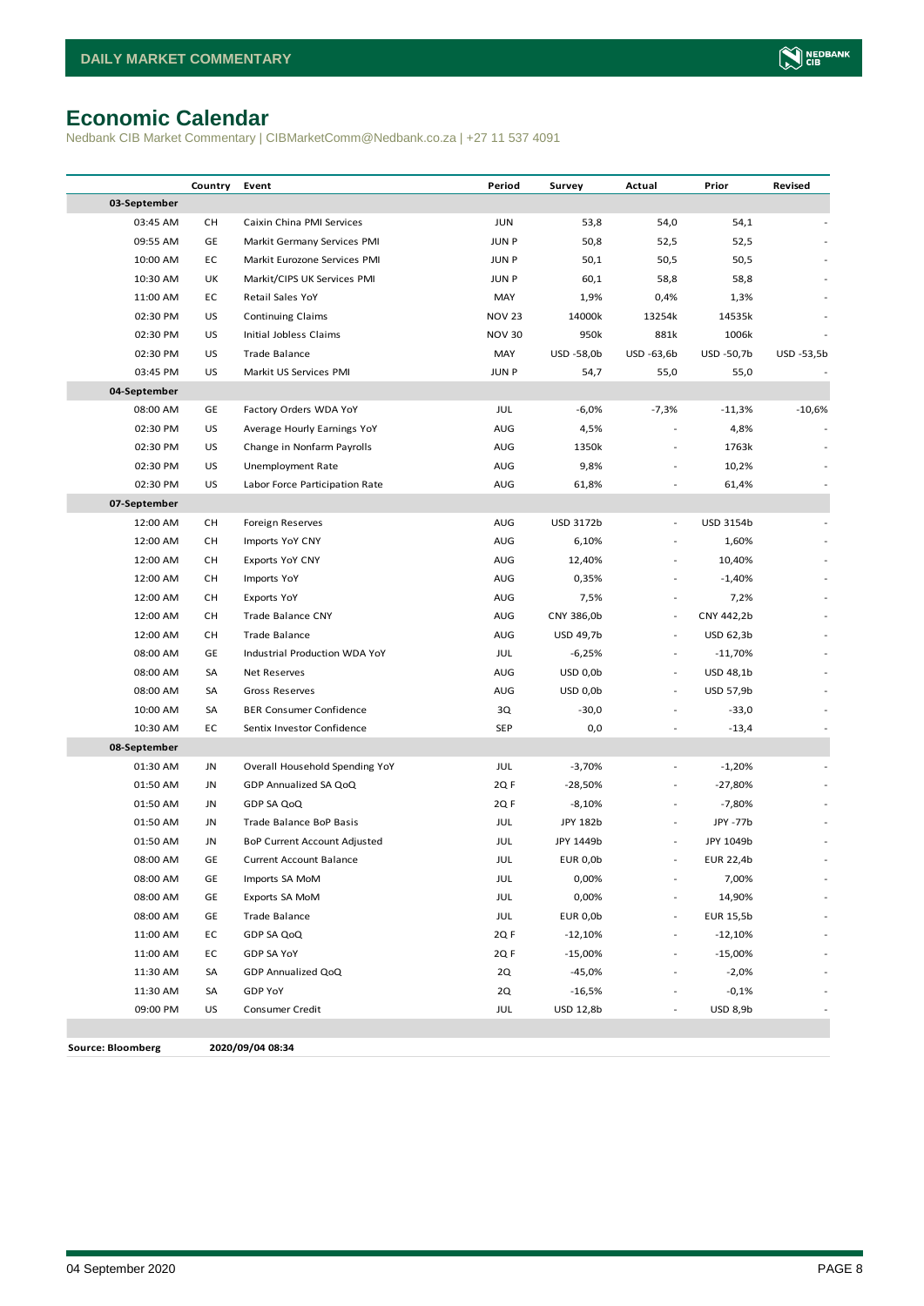# Economic Calendar

Nedbank CIB Market Commentary | CIBMarketComm@Nedbank.co.za | +27 11 537 4091

| | Country | Event | Period | Survey | Actual | Prior | Revised |
|---|---|---|---|---|---|---|---|
| **03-September** | | | | | | | |
| 03:45 AM | CH | Caixin China PMI Services | JUN | 53,8 | 54,0 | 54,1 | - |
| 09:55 AM | GE | Markit Germany Services PMI | JUN P | 50,8 | 52,5 | 52,5 | - |
| 10:00 AM | EC | Markit Eurozone Services PMI | JUN P | 50,1 | 50,5 | 50,5 | - |
| 10:30 AM | UK | Markit/CIPS UK Services PMI | JUN P | 60,1 | 58,8 | 58,8 | - |
| 11:00 AM | EC | Retail Sales YoY | MAY | 1,9% | 0,4% | 1,3% | - |
| 02:30 PM | US | Continuing Claims | NOV 23 | 14000k | 13254k | 14535k | - |
| 02:30 PM | US | Initial Jobless Claims | NOV 30 | 950k | 881k | 1006k | - |
| 02:30 PM | US | Trade Balance | MAY | USD -58,0b | USD -63,6b | USD -50,7b | USD -53,5b |
| 03:45 PM | US | Markit US Services PMI | JUN P | 54,7 | 55,0 | 55,0 | - |
| **04-September** | | | | | | | |
| 08:00 AM | GE | Factory Orders WDA YoY | JUL | -6,0% | -7,3% | -11,3% | -10,6% |
| 02:30 PM | US | Average Hourly Earnings YoY | AUG | 4,5% | - | 4,8% | - |
| 02:30 PM | US | Change in Nonfarm Payrolls | AUG | 1350k | - | 1763k | - |
| 02:30 PM | US | Unemployment Rate | AUG | 9,8% | - | 10,2% | - |
| 02:30 PM | US | Labor Force Participation Rate | AUG | 61,8% | - | 61,4% | - |
| **07-September** | | | | | | | |
| 12:00 AM | CH | Foreign Reserves | AUG | USD 3172b | - | USD 3154b | - |
| 12:00 AM | CH | Imports YoY CNY | AUG | 6,10% | - | 1,60% | - |
| 12:00 AM | CH | Exports YoY CNY | AUG | 12,40% | - | 10,40% | - |
| 12:00 AM | CH | Imports YoY | AUG | 0,35% | - | -1,40% | - |
| 12:00 AM | CH | Exports YoY | AUG | 7,5% | - | 7,2% | - |
| 12:00 AM | CH | Trade Balance CNY | AUG | CNY 386,0b | - | CNY 442,2b | - |
| 12:00 AM | CH | Trade Balance | AUG | USD 49,7b | - | USD 62,3b | - |
| 08:00 AM | GE | Industrial Production WDA YoY | JUL | -6,25% | - | -11,70% | - |
| 08:00 AM | SA | Net Reserves | AUG | USD 0,0b | - | USD 48,1b | - |
| 08:00 AM | SA | Gross Reserves | AUG | USD 0,0b | - | USD 57,9b | - |
| 10:00 AM | SA | BER Consumer Confidence | 3Q | -30,0 | - | -33,0 | - |
| 10:30 AM | EC | Sentix Investor Confidence | SEP | 0,0 | - | -13,4 | - |
| **08-September** | | | | | | | |
| 01:30 AM | JN | Overall Household Spending YoY | JUL | -3,70% | - | -1,20% | - |
| 01:50 AM | JN | GDP Annualized SA QoQ | 2Q F | -28,50% | - | -27,80% | - |
| 01:50 AM | JN | GDP SA QoQ | 2Q F | -8,10% | - | -7,80% | - |
| 01:50 AM | JN | Trade Balance BoP Basis | JUL | JPY 182b | - | JPY -77b | - |
| 01:50 AM | JN | BoP Current Account Adjusted | JUL | JPY 1449b | - | JPY 1049b | - |
| 08:00 AM | GE | Current Account Balance | JUL | EUR 0,0b | - | EUR 22,4b | - |
| 08:00 AM | GE | Imports SA MoM | JUL | 0,00% | - | 7,00% | - |
| 08:00 AM | GE | Exports SA MoM | JUL | 0,00% | - | 14,90% | - |
| 08:00 AM | GE | Trade Balance | JUL | EUR 0,0b | - | EUR 15,5b | - |
| 11:00 AM | EC | GDP SA QoQ | 2Q F | -12,10% | - | -12,10% | - |
| 11:00 AM | EC | GDP SA YoY | 2Q F | -15,00% | - | -15,00% | - |
| 11:30 AM | SA | GDP Annualized QoQ | 2Q | -45,0% | - | -2,0% | - |
| 11:30 AM | SA | GDP YoY | 2Q | -16,5% | - | -0,1% | - |
| 09:00 PM | US | Consumer Credit | JUL | USD 12,8b | - | USD 8,9b | - |

**Source: Bloomberg** **2020/09/04 08:34**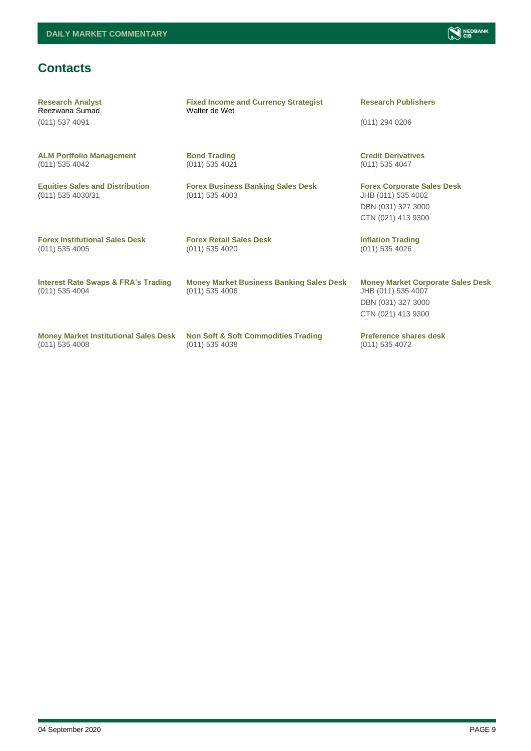## Contacts

**Research Analyst**
Reezwana Sumad
(011) 537 4091

**Fixed Income and Currency Strategist**
Walter de Wet

**Research Publishers**
(011) 294 0206

**ALM Portfolio Management**
(011) 535 4042

**Bond Trading**
(011) 535 4021

**Credit Derivatives**
(011) 535 4047

**Equities Sales and Distribution**
(011) 535 4030/31

**Forex Business Banking Sales Desk**
(011) 535 4003

**Forex Corporate Sales Desk**
JHB (011) 535 4002
DBN (031) 327 3000
CTN (021) 413 9300

**Forex Institutional Sales Desk**
(011) 535 4005

**Forex Retail Sales Desk**
(011) 535 4020

**Inflation Trading**
(011) 535 4026

**Interest Rate Swaps & FRA's Trading**
(011) 535 4004

**Money Market Business Banking Sales Desk**
(011) 535 4006

**Money Market Corporate Sales Desk**
JHB (011) 535 4007
DBN (031) 327 3000
CTN (021) 413 9300

**Money Market Institutional Sales Desk**
(011) 535 4008

**Non Soft & Soft Commodities Trading**
(011) 535 4038

**Preference shares desk**
(011) 535 4072